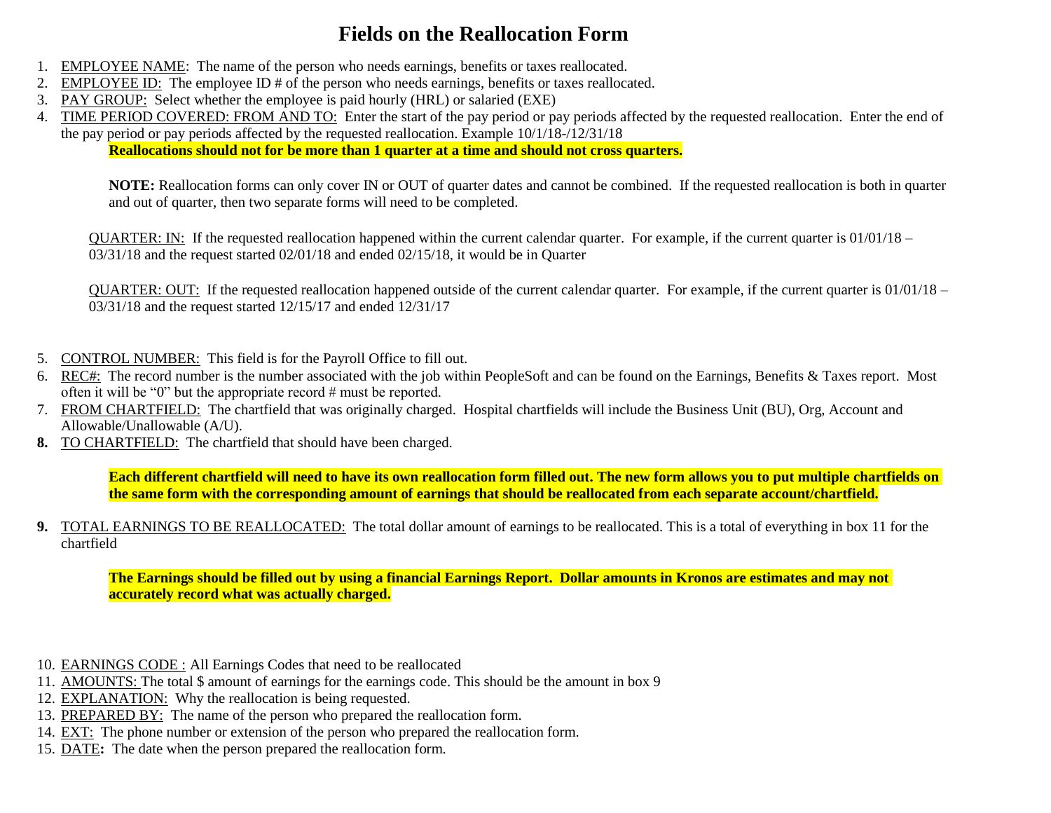# Fields on the Reallocation Form

1. EMPLOYEE NAME: The name of the person who needs earnings, benefits or taxes reallocated.
2. EMPLOYEE ID: The employee ID # of the person who needs earnings, benefits or taxes reallocated.
3. PAY GROUP: Select whether the employee is paid hourly (HRL) or salaried (EXE)
4. TIME PERIOD COVERED: FROM AND TO: Enter the start of the pay period or pay periods affected by the requested reallocation. Enter the end of the pay period or pay periods affected by the requested reallocation. Example 10/1/18-/12/31/18

   **Reallocations should not for be more than 1 quarter at a time and should not cross quarters.**

   **NOTE:** Reallocation forms can only cover IN or OUT of quarter dates and cannot be combined. If the requested reallocation is both in quarter and out of quarter, then two separate forms will need to be completed.

   QUARTER: IN: If the requested reallocation happened within the current calendar quarter. For example, if the current quarter is 01/01/18 – 03/31/18 and the request started 02/01/18 and ended 02/15/18, it would be in Quarter

   QUARTER: OUT: If the requested reallocation happened outside of the current calendar quarter. For example, if the current quarter is 01/01/18 – 03/31/18 and the request started 12/15/17 and ended 12/31/17

5. CONTROL NUMBER: This field is for the Payroll Office to fill out.
6. REC#: The record number is the number associated with the job within PeopleSoft and can be found on the Earnings, Benefits & Taxes report. Most often it will be "0" but the appropriate record # must be reported.
7. FROM CHARTFIELD: The chartfield that was originally charged. Hospital chartfields will include the Business Unit (BU), Org, Account and Allowable/Unallowable (A/U).
8. TO CHARTFIELD: The chartfield that should have been charged.

   **Each different chartfield will need to have its own reallocation form filled out. The new form allows you to put multiple chartfields on the same form with the corresponding amount of earnings that should be reallocated from each separate account/chartfield.**

9. TOTAL EARNINGS TO BE REALLOCATED: The total dollar amount of earnings to be reallocated. This is a total of everything in box 11 for the chartfield

   **The Earnings should be filled out by using a financial Earnings Report. Dollar amounts in Kronos are estimates and may not accurately record what was actually charged.**

10. EARNINGS CODE : All Earnings Codes that need to be reallocated
11. AMOUNTS: The total $ amount of earnings for the earnings code. This should be the amount in box 9
12. EXPLANATION: Why the reallocation is being requested.
13. PREPARED BY: The name of the person who prepared the reallocation form.
14. EXT: The phone number or extension of the person who prepared the reallocation form.
15. DATE**:** The date when the person prepared the reallocation form.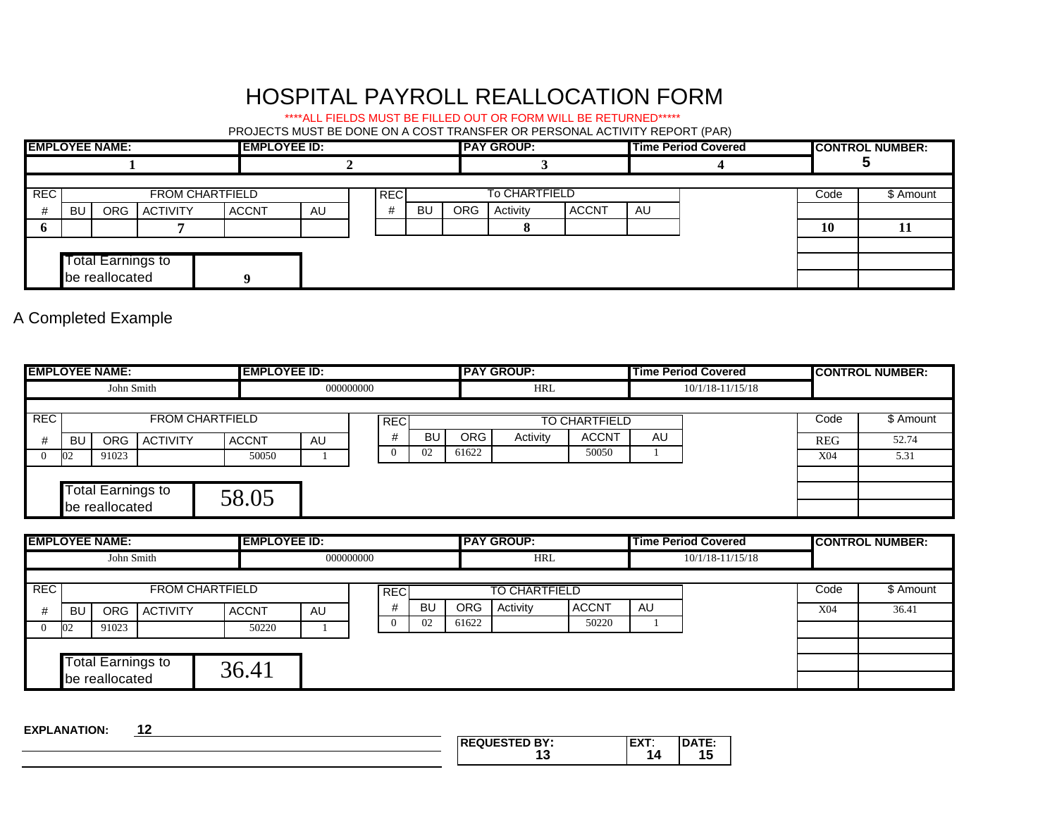# HOSPITAL PAYROLL REALLOCATION FORM

****ALL FIELDS MUST BE FILLED OUT OR FORM WILL BE RETURNED*****

PROJECTS MUST BE DONE ON A COST TRANSFER OR PERSONAL ACTIVITY REPORT (PAR)

| EMPLOYEE NAME: | EMPLOYEE ID: | PAY GROUP: | Time Period Covered | CONTROL NUMBER: |
|---|---|---|---|---|
| 1 | 2 | 3 | 4 | 5 |

| REC # | FROM CHARTFIELD BU | ORG | ACTIVITY | ACCNT | AU | REC # | To CHARTFIELD BU | ORG | Activity | ACCNT | AU | Code | $ Amount |
|---|---|---|---|---|---|---|---|---|---|---|---|---|---|
| 6 | | | 7 | | | | | | 8 | | | 10 | 11 |

Total Earnings to be reallocated: 9

## A Completed Example

| EMPLOYEE NAME: | EMPLOYEE ID: | PAY GROUP: | Time Period Covered | CONTROL NUMBER: |
|---|---|---|---|---|
| John Smith | 000000000 | HRL | 10/1/18-11/15/18 | |

| REC # | FROM CHARTFIELD BU | ORG | ACTIVITY | ACCNT | AU | REC # | TO CHARTFIELD BU | ORG | Activity | ACCNT | AU | Code | $ Amount |
|---|---|---|---|---|---|---|---|---|---|---|---|---|---|
| 0 | 02 | 91023 | | 50050 | 1 | 0 | 02 | 61622 | | 50050 | 1 | REG | 52.74 |
| | | | | | | | | | | | | X04 | 5.31 |

Total Earnings to be reallocated: 58.05

| EMPLOYEE NAME: | EMPLOYEE ID: | PAY GROUP: | Time Period Covered | CONTROL NUMBER: |
|---|---|---|---|---|
| John Smith | 000000000 | HRL | 10/1/18-11/15/18 | |

| REC # | FROM CHARTFIELD BU | ORG | ACTIVITY | ACCNT | AU | REC # | TO CHARTFIELD BU | ORG | Activity | ACCNT | AU | Code | $ Amount |
|---|---|---|---|---|---|---|---|---|---|---|---|---|---|
| 0 | 02 | 91023 | | 50220 | 1 | 0 | 02 | 61622 | | 50220 | 1 | X04 | 36.41 |

Total Earnings to be reallocated: 36.41

**EXPLANATION:** 12

| REQUESTED BY: | EXT: | DATE: |
|---|---|---|
| 13 | 14 | 15 |